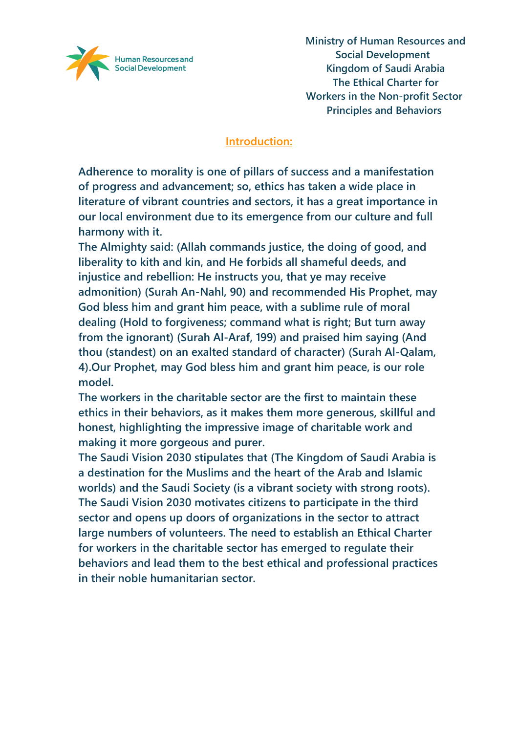Human Resources and Social Development

Ministry of Human Resources and Social Development
Kingdom of Saudi Arabia
The Ethical Charter for Workers in the Non-profit Sector
Principles and Behaviors

## Introduction:

Adherence to morality is one of pillars of success and a manifestation of progress and advancement; so, ethics has taken a wide place in literature of vibrant countries and sectors, it has a great importance in our local environment due to its emergence from our culture and full harmony with it.

The Almighty said: (Allah commands justice, the doing of good, and liberality to kith and kin, and He forbids all shameful deeds, and injustice and rebellion: He instructs you, that ye may receive admonition) (Surah An-Nahl, 90) and recommended His Prophet, may God bless him and grant him peace, with a sublime rule of moral dealing (Hold to forgiveness; command what is right; But turn away from the ignorant) (Surah Al-Araf, 199) and praised him saying (And thou (standest) on an exalted standard of character) (Surah Al-Qalam, 4).Our Prophet, may God bless him and grant him peace, is our role model.

The workers in the charitable sector are the first to maintain these ethics in their behaviors, as it makes them more generous, skillful and honest, highlighting the impressive image of charitable work and making it more gorgeous and purer.

The Saudi Vision 2030 stipulates that (The Kingdom of Saudi Arabia is a destination for the Muslims and the heart of the Arab and Islamic worlds) and the Saudi Society (is a vibrant society with strong roots). The Saudi Vision 2030 motivates citizens to participate in the third sector and opens up doors of organizations in the sector to attract large numbers of volunteers. The need to establish an Ethical Charter for workers in the charitable sector has emerged to regulate their behaviors and lead them to the best ethical and professional practices in their noble humanitarian sector.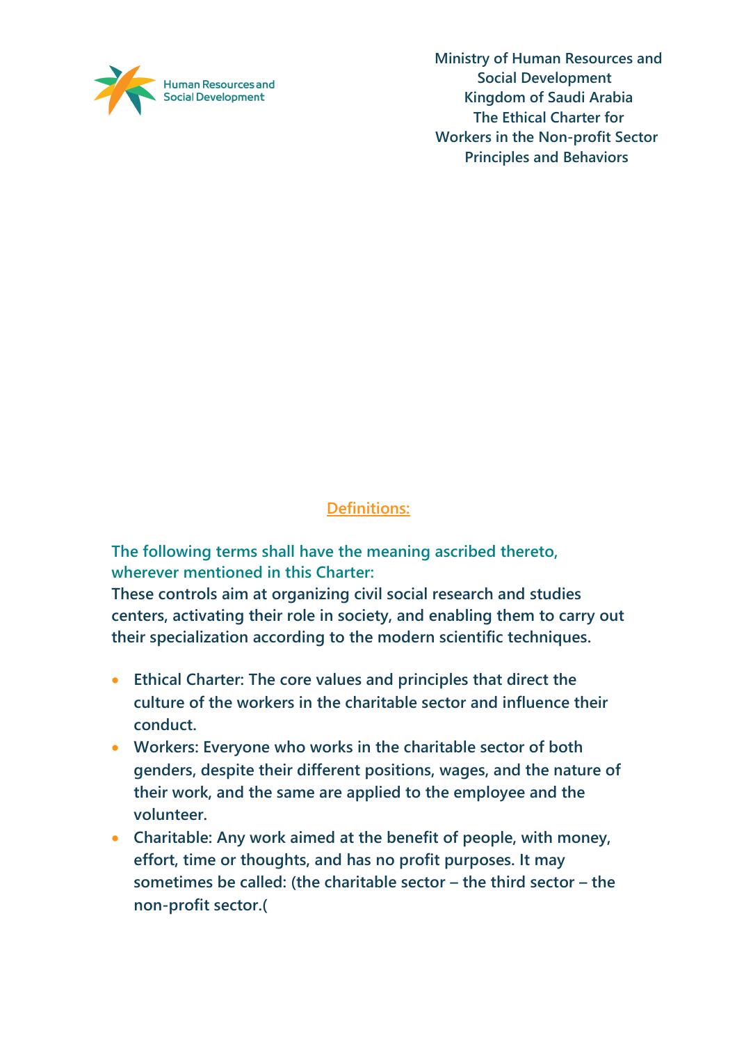## Definitions:

**The following terms shall have the meaning ascribed thereto, wherever mentioned in this Charter:**

**These controls aim at organizing civil social research and studies centers, activating their role in society, and enabling them to carry out their specialization according to the modern scientific techniques.**

- **Ethical Charter: The core values and principles that direct the culture of the workers in the charitable sector and influence their conduct.**
- **Workers: Everyone who works in the charitable sector of both genders, despite their different positions, wages, and the nature of their work, and the same are applied to the employee and the volunteer.**
- **Charitable: Any work aimed at the benefit of people, with money, effort, time or thoughts, and has no profit purposes. It may sometimes be called: (the charitable sector – the third sector – the non-profit sector.(**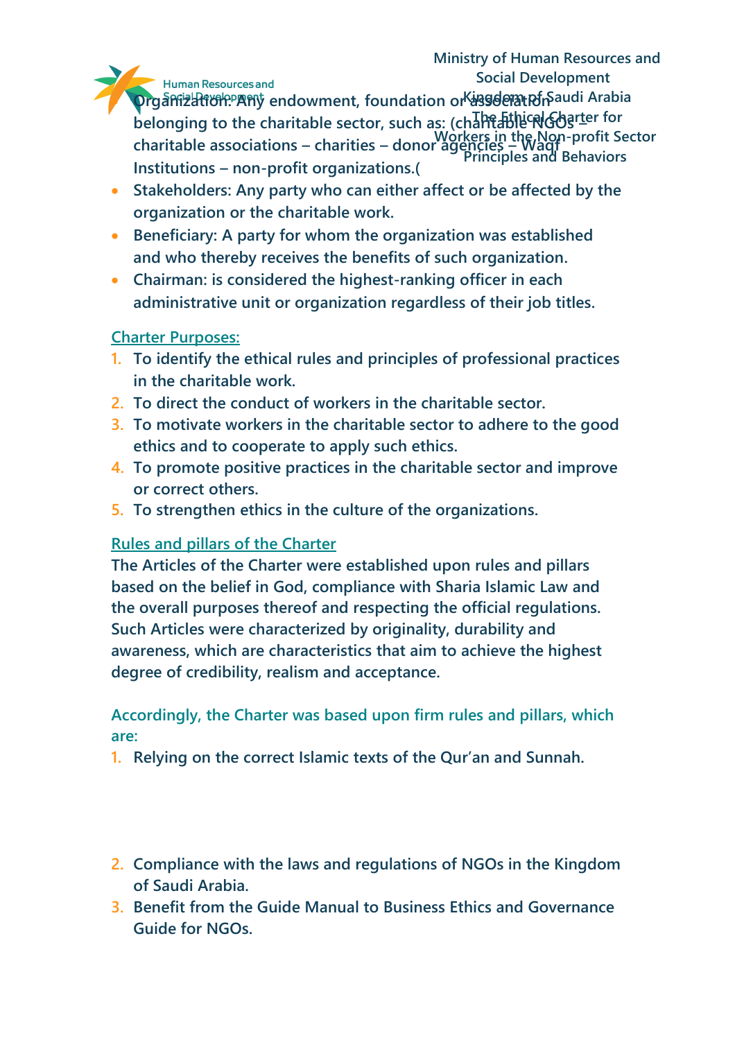- Organization: Any endowment, foundation or association belonging to the charitable sector, such as: (charitable NGOs – charitable associations – charities – donor agencies – Waqf Institutions – non-profit organizations.(
- Stakeholders: Any party who can either affect or be affected by the organization or the charitable work.
- Beneficiary: A party for whom the organization was established and who thereby receives the benefits of such organization.
- Chairman: is considered the highest-ranking officer in each administrative unit or organization regardless of their job titles.

## Charter Purposes:

1. To identify the ethical rules and principles of professional practices in the charitable work.
2. To direct the conduct of workers in the charitable sector.
3. To motivate workers in the charitable sector to adhere to the good ethics and to cooperate to apply such ethics.
4. To promote positive practices in the charitable sector and improve or correct others.
5. To strengthen ethics in the culture of the organizations.

## Rules and pillars of the Charter

The Articles of the Charter were established upon rules and pillars based on the belief in God, compliance with Sharia Islamic Law and the overall purposes thereof and respecting the official regulations. Such Articles were characterized by originality, durability and awareness, which are characteristics that aim to achieve the highest degree of credibility, realism and acceptance.

### Accordingly, the Charter was based upon firm rules and pillars, which are:

1. Relying on the correct Islamic texts of the Qur'an and Sunnah.
2. Compliance with the laws and regulations of NGOs in the Kingdom of Saudi Arabia.
3. Benefit from the Guide Manual to Business Ethics and Governance Guide for NGOs.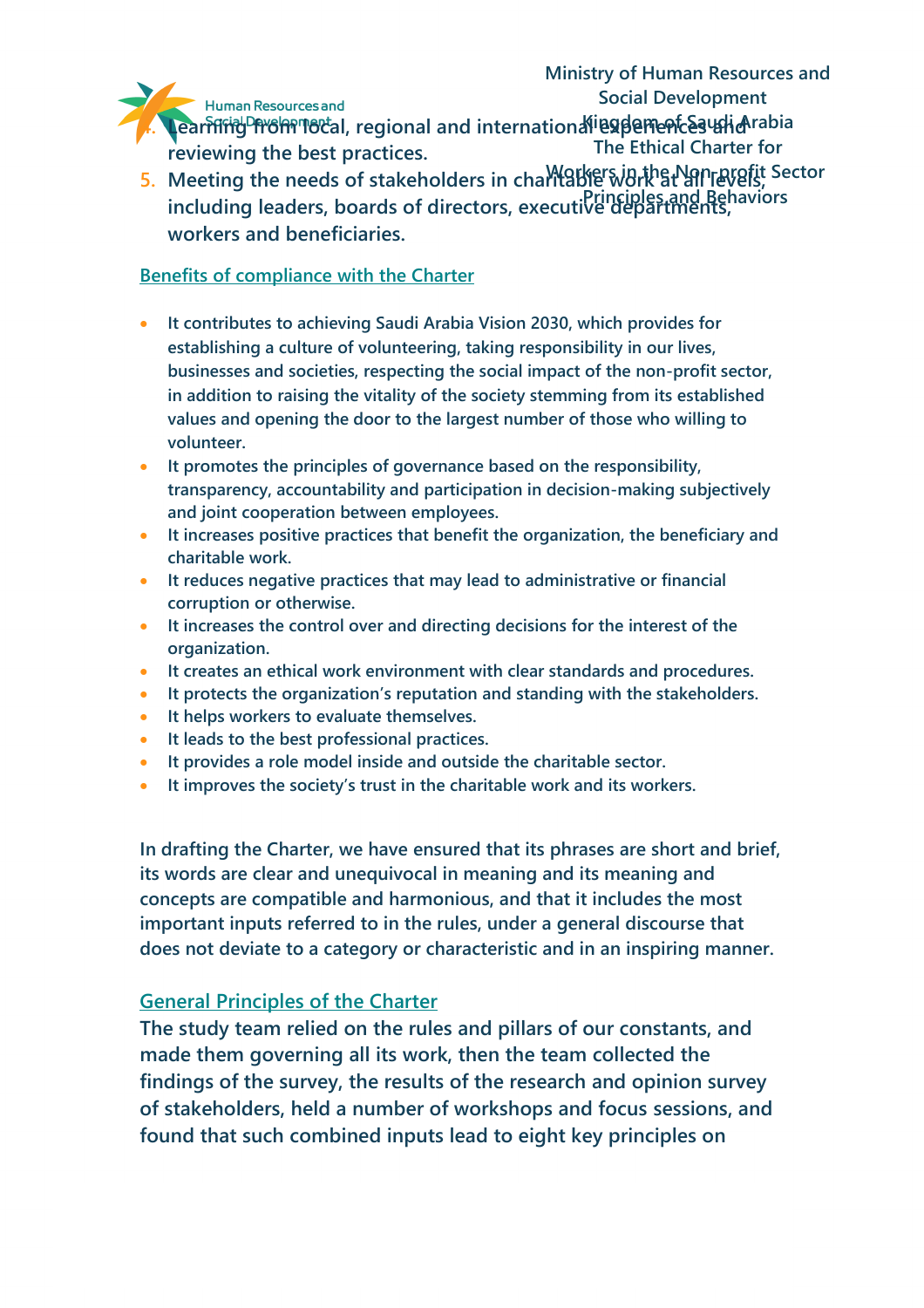4. Learning from local, regional and international experiences and reviewing the best practices.
5. Meeting the needs of stakeholders in charitable work at all levels, including leaders, boards of directors, executive departments, workers and beneficiaries.

## Benefits of compliance with the Charter

- It contributes to achieving Saudi Arabia Vision 2030, which provides for establishing a culture of volunteering, taking responsibility in our lives, businesses and societies, respecting the social impact of the non-profit sector, in addition to raising the vitality of the society stemming from its established values and opening the door to the largest number of those who willing to volunteer.
- It promotes the principles of governance based on the responsibility, transparency, accountability and participation in decision-making subjectively and joint cooperation between employees.
- It increases positive practices that benefit the organization, the beneficiary and charitable work.
- It reduces negative practices that may lead to administrative or financial corruption or otherwise.
- It increases the control over and directing decisions for the interest of the organization.
- It creates an ethical work environment with clear standards and procedures.
- It protects the organization's reputation and standing with the stakeholders.
- It helps workers to evaluate themselves.
- It leads to the best professional practices.
- It provides a role model inside and outside the charitable sector.
- It improves the society's trust in the charitable work and its workers.

In drafting the Charter, we have ensured that its phrases are short and brief, its words are clear and unequivocal in meaning and its meaning and concepts are compatible and harmonious, and that it includes the most important inputs referred to in the rules, under a general discourse that does not deviate to a category or characteristic and in an inspiring manner.

## General Principles of the Charter

The study team relied on the rules and pillars of our constants, and made them governing all its work, then the team collected the findings of the survey, the results of the research and opinion survey of stakeholders, held a number of workshops and focus sessions, and found that such combined inputs lead to eight key principles on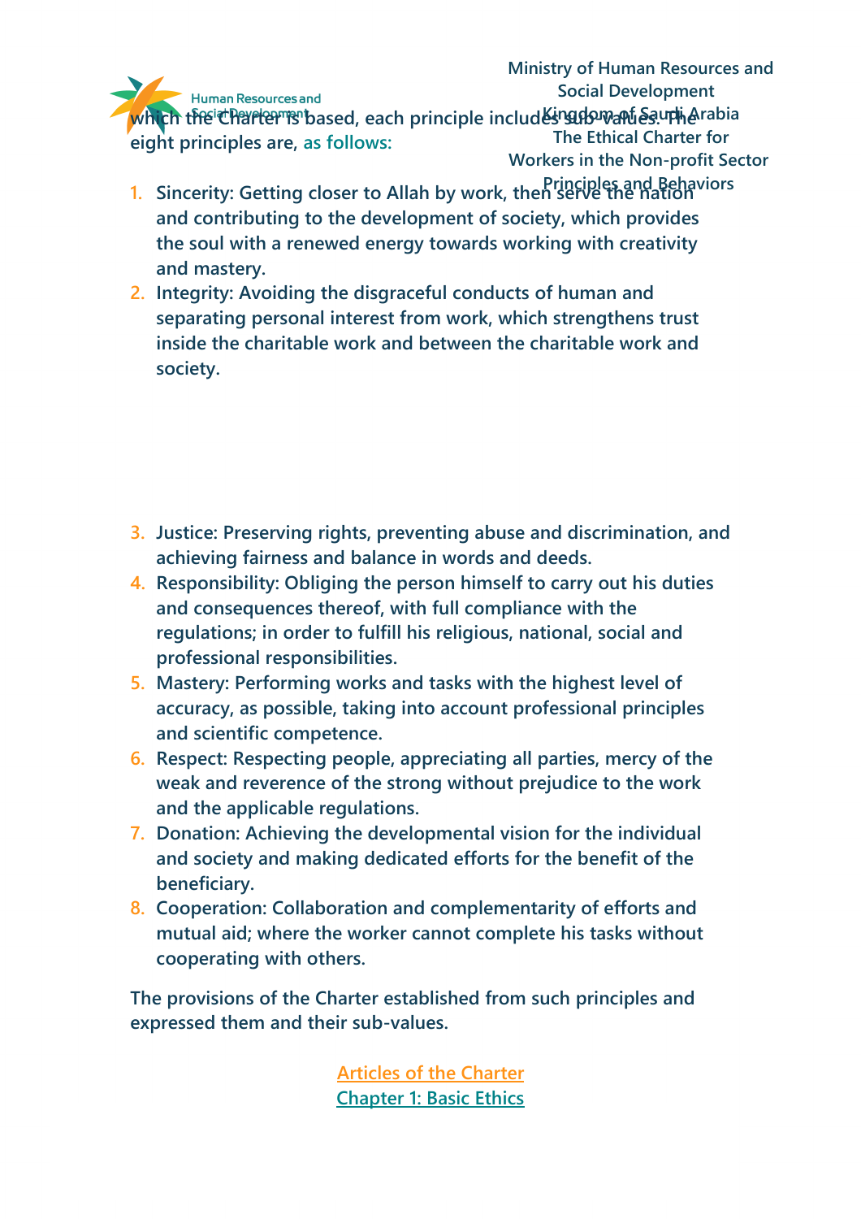which the Charter is based, each principle includes sub-values. The eight principles are, as follows:

1. Sincerity: Getting closer to Allah by work, then serve the nation and contributing to the development of society, which provides the soul with a renewed energy towards working with creativity and mastery.
2. Integrity: Avoiding the disgraceful conducts of human and separating personal interest from work, which strengthens trust inside the charitable work and between the charitable work and society.
3. Justice: Preserving rights, preventing abuse and discrimination, and achieving fairness and balance in words and deeds.
4. Responsibility: Obliging the person himself to carry out his duties and consequences thereof, with full compliance with the regulations; in order to fulfill his religious, national, social and professional responsibilities.
5. Mastery: Performing works and tasks with the highest level of accuracy, as possible, taking into account professional principles and scientific competence.
6. Respect: Respecting people, appreciating all parties, mercy of the weak and reverence of the strong without prejudice to the work and the applicable regulations.
7. Donation: Achieving the developmental vision for the individual and society and making dedicated efforts for the benefit of the beneficiary.
8. Cooperation: Collaboration and complementarity of efforts and mutual aid; where the worker cannot complete his tasks without cooperating with others.

The provisions of the Charter established from such principles and expressed them and their sub-values.

## Articles of the Charter

## Chapter 1: Basic Ethics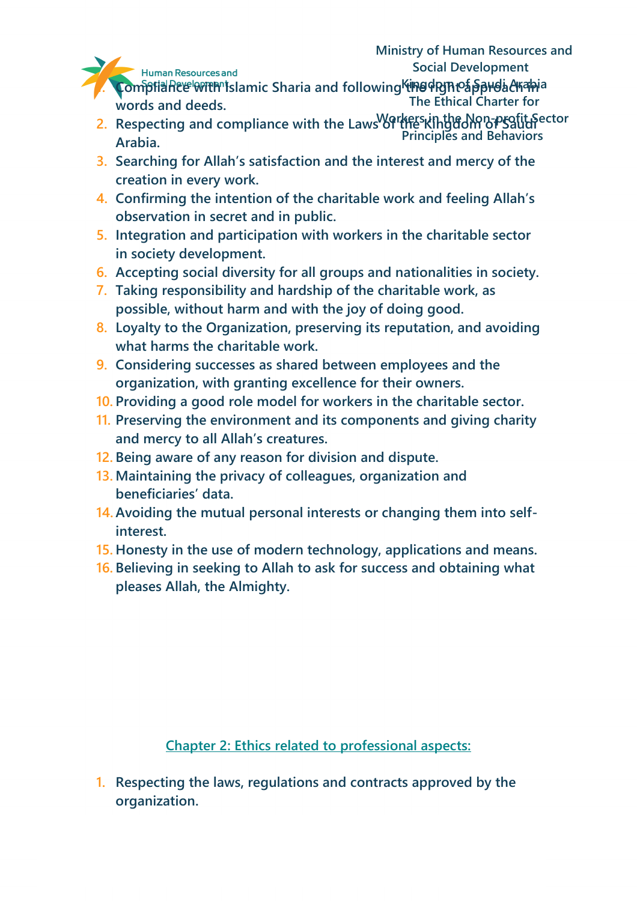1. Compliance with Islamic Sharia and following the right approach in words and deeds.
2. Respecting and compliance with the Laws of the Kingdom of Saudi Arabia.
3. Searching for Allah's satisfaction and the interest and mercy of the creation in every work.
4. Confirming the intention of the charitable work and feeling Allah's observation in secret and in public.
5. Integration and participation with workers in the charitable sector in society development.
6. Accepting social diversity for all groups and nationalities in society.
7. Taking responsibility and hardship of the charitable work, as possible, without harm and with the joy of doing good.
8. Loyalty to the Organization, preserving its reputation, and avoiding what harms the charitable work.
9. Considering successes as shared between employees and the organization, with granting excellence for their owners.
10. Providing a good role model for workers in the charitable sector.
11. Preserving the environment and its components and giving charity and mercy to all Allah's creatures.
12. Being aware of any reason for division and dispute.
13. Maintaining the privacy of colleagues, organization and beneficiaries' data.
14. Avoiding the mutual personal interests or changing them into self-interest.
15. Honesty in the use of modern technology, applications and means.
16. Believing in seeking to Allah to ask for success and obtaining what pleases Allah, the Almighty.

## Chapter 2: Ethics related to professional aspects:

1. Respecting the laws, regulations and contracts approved by the organization.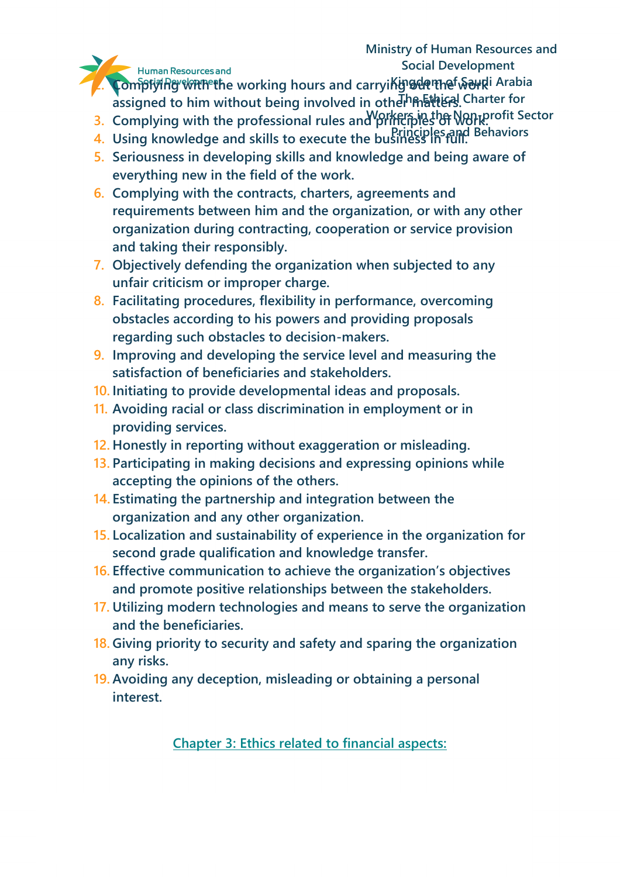2. Complying with the working hours and carrying out the work assigned to him without being involved in other matters.
3. Complying with the professional rules and principles of work.
4. Using knowledge and skills to execute the business in full.
5. Seriousness in developing skills and knowledge and being aware of everything new in the field of the work.
6. Complying with the contracts, charters, agreements and requirements between him and the organization, or with any other organization during contracting, cooperation or service provision and taking their responsibly.
7. Objectively defending the organization when subjected to any unfair criticism or improper charge.
8. Facilitating procedures, flexibility in performance, overcoming obstacles according to his powers and providing proposals regarding such obstacles to decision-makers.
9. Improving and developing the service level and measuring the satisfaction of beneficiaries and stakeholders.
10. Initiating to provide developmental ideas and proposals.
11. Avoiding racial or class discrimination in employment or in providing services.
12. Honestly in reporting without exaggeration or misleading.
13. Participating in making decisions and expressing opinions while accepting the opinions of the others.
14. Estimating the partnership and integration between the organization and any other organization.
15. Localization and sustainability of experience in the organization for second grade qualification and knowledge transfer.
16. Effective communication to achieve the organization's objectives and promote positive relationships between the stakeholders.
17. Utilizing modern technologies and means to serve the organization and the beneficiaries.
18. Giving priority to security and safety and sparing the organization any risks.
19. Avoiding any deception, misleading or obtaining a personal interest.

## Chapter 3: Ethics related to financial aspects: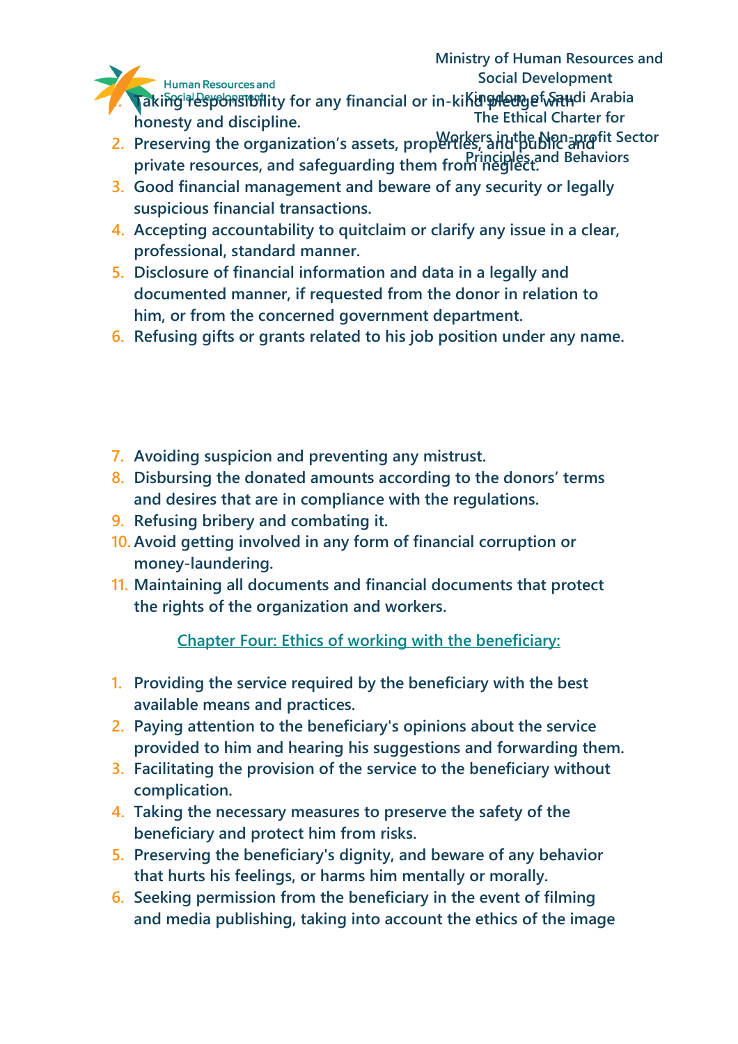1. Taking responsibility for any financial or in-kind pledge with honesty and discipline.
2. Preserving the organization's assets, properties, and public and private resources, and safeguarding them from neglect.
3. Good financial management and beware of any security or legally suspicious financial transactions.
4. Accepting accountability to quitclaim or clarify any issue in a clear, professional, standard manner.
5. Disclosure of financial information and data in a legally and documented manner, if requested from the donor in relation to him, or from the concerned government department.
6. Refusing gifts or grants related to his job position under any name.
7. Avoiding suspicion and preventing any mistrust.
8. Disbursing the donated amounts according to the donors' terms and desires that are in compliance with the regulations.
9. Refusing bribery and combating it.
10. Avoid getting involved in any form of financial corruption or money-laundering.
11. Maintaining all documents and financial documents that protect the rights of the organization and workers.

## Chapter Four: Ethics of working with the beneficiary:

1. Providing the service required by the beneficiary with the best available means and practices.
2. Paying attention to the beneficiary's opinions about the service provided to him and hearing his suggestions and forwarding them.
3. Facilitating the provision of the service to the beneficiary without complication.
4. Taking the necessary measures to preserve the safety of the beneficiary and protect him from risks.
5. Preserving the beneficiary's dignity, and beware of any behavior that hurts his feelings, or harms him mentally or morally.
6. Seeking permission from the beneficiary in the event of filming and media publishing, taking into account the ethics of the image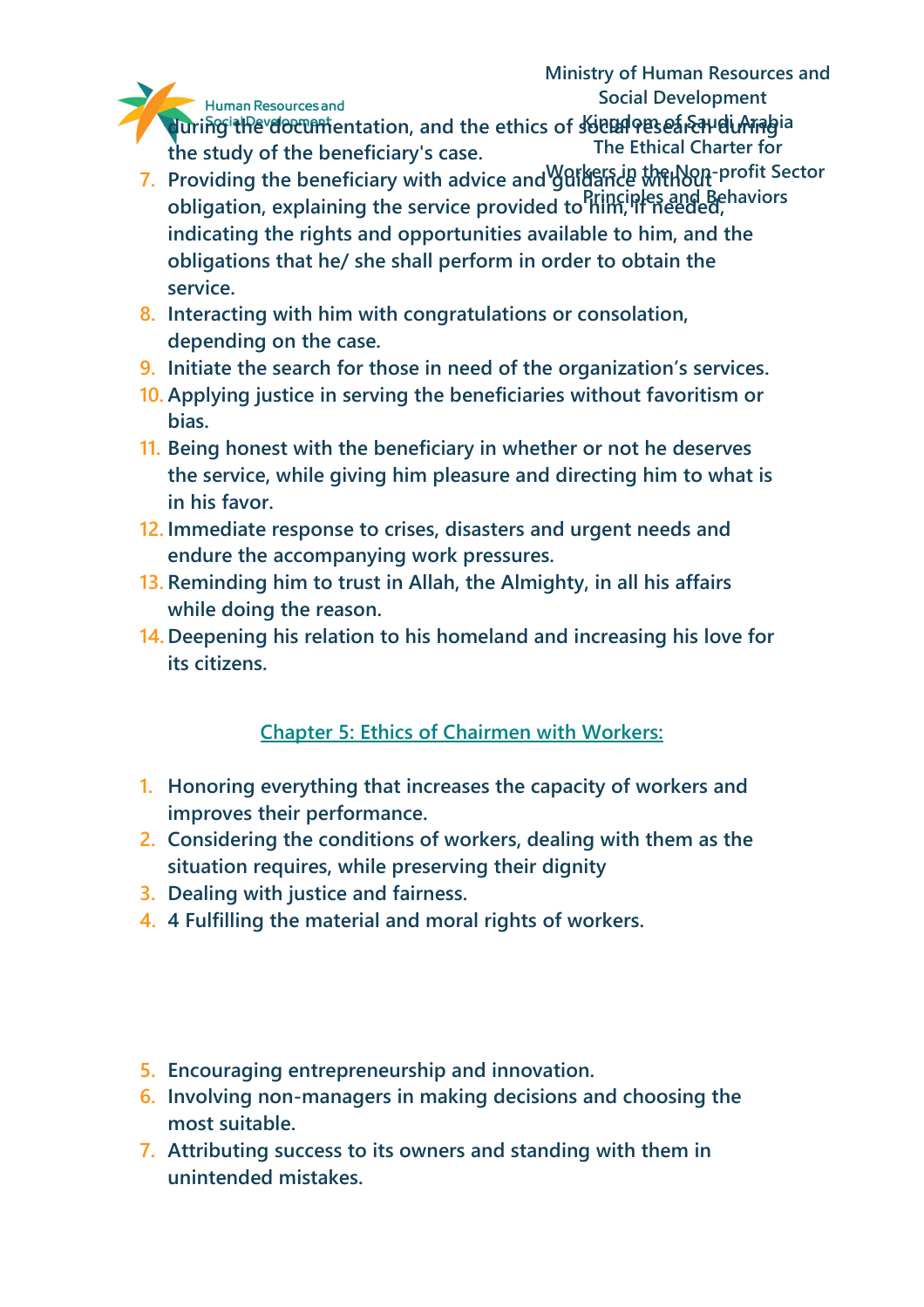during the documentation, and the ethics of social research during the study of the beneficiary's case.

7. Providing the beneficiary with advice and guidance without obligation, explaining the service provided to him, if needed, indicating the rights and opportunities available to him, and the obligations that he/ she shall perform in order to obtain the service.
8. Interacting with him with congratulations or consolation, depending on the case.
9. Initiate the search for those in need of the organization's services.
10. Applying justice in serving the beneficiaries without favoritism or bias.
11. Being honest with the beneficiary in whether or not he deserves the service, while giving him pleasure and directing him to what is in his favor.
12. Immediate response to crises, disasters and urgent needs and endure the accompanying work pressures.
13. Reminding him to trust in Allah, the Almighty, in all his affairs while doing the reason.
14. Deepening his relation to his homeland and increasing his love for its citizens.

## Chapter 5: Ethics of Chairmen with Workers:

1. Honoring everything that increases the capacity of workers and improves their performance.
2. Considering the conditions of workers, dealing with them as the situation requires, while preserving their dignity
3. Dealing with justice and fairness.
4. 4 Fulfilling the material and moral rights of workers.
5. Encouraging entrepreneurship and innovation.
6. Involving non-managers in making decisions and choosing the most suitable.
7. Attributing success to its owners and standing with them in unintended mistakes.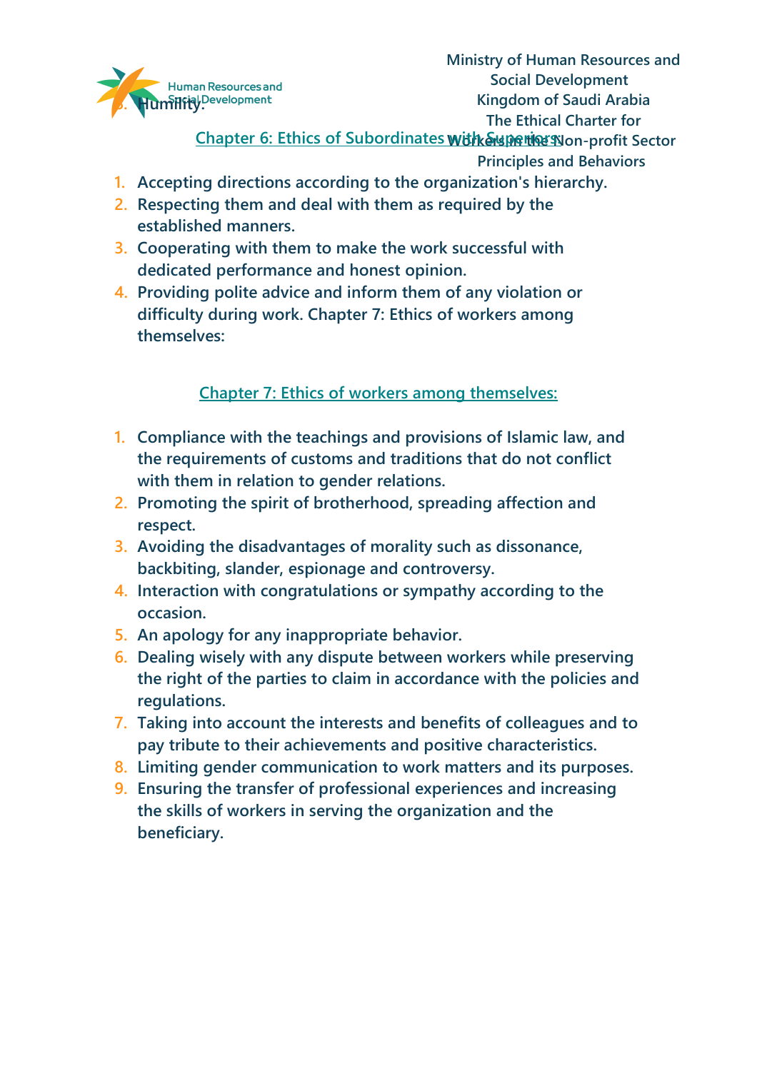5. Humility.

## Chapter 6: Ethics of Subordinates with Superiors

1. Accepting directions according to the organization's hierarchy.
2. Respecting them and deal with them as required by the established manners.
3. Cooperating with them to make the work successful with dedicated performance and honest opinion.
4. Providing polite advice and inform them of any violation or difficulty during work. Chapter 7: Ethics of workers among themselves:

## Chapter 7: Ethics of workers among themselves:

1. Compliance with the teachings and provisions of Islamic law, and the requirements of customs and traditions that do not conflict with them in relation to gender relations.
2. Promoting the spirit of brotherhood, spreading affection and respect.
3. Avoiding the disadvantages of morality such as dissonance, backbiting, slander, espionage and controversy.
4. Interaction with congratulations or sympathy according to the occasion.
5. An apology for any inappropriate behavior.
6. Dealing wisely with any dispute between workers while preserving the right of the parties to claim in accordance with the policies and regulations.
7. Taking into account the interests and benefits of colleagues and to pay tribute to their achievements and positive characteristics.
8. Limiting gender communication to work matters and its purposes.
9. Ensuring the transfer of professional experiences and increasing the skills of workers in serving the organization and the beneficiary.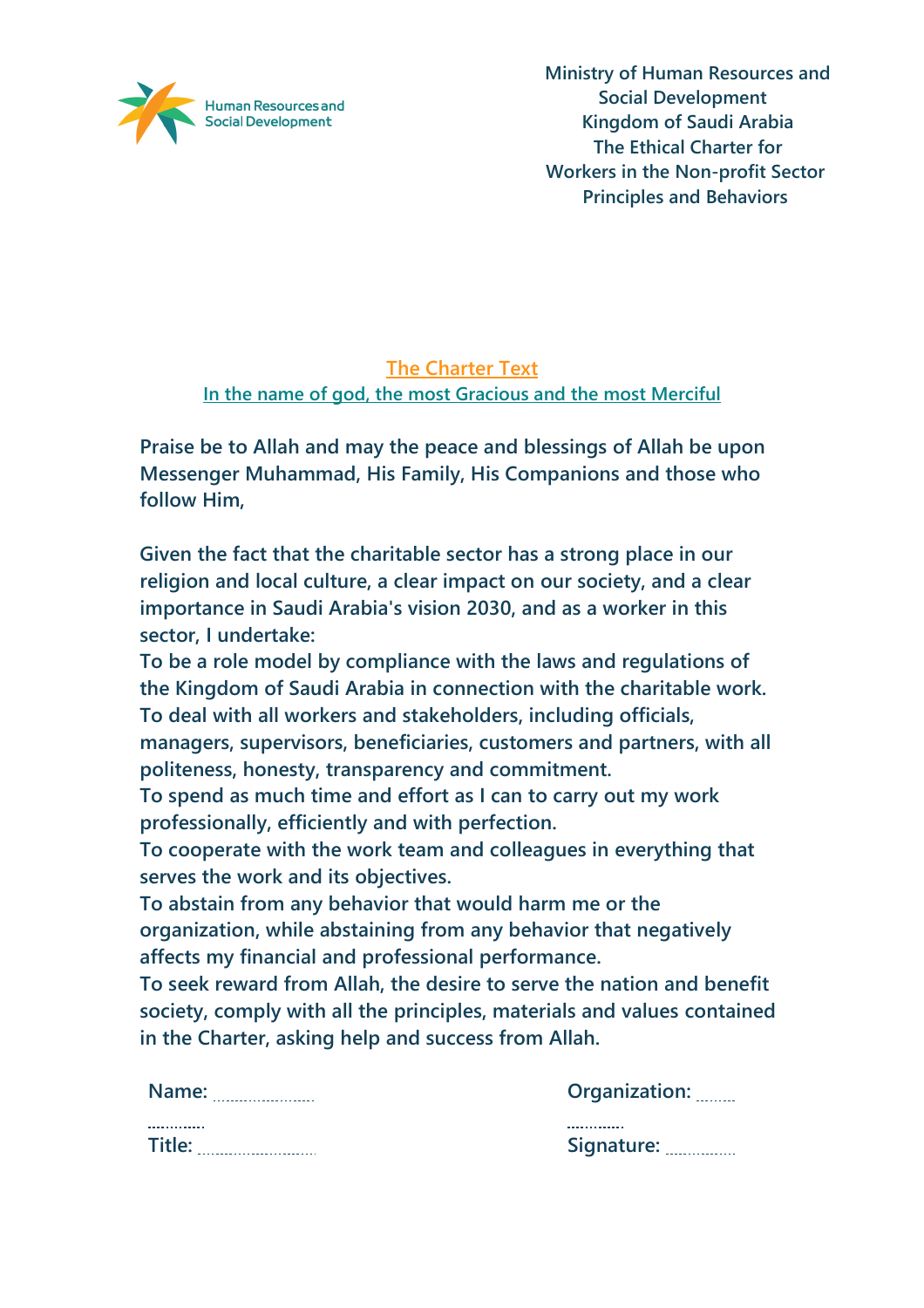Ministry of Human Resources and Social Development
Kingdom of Saudi Arabia
The Ethical Charter for Workers in the Non-profit Sector
Principles and Behaviors

## The Charter Text

In the name of god, the most Gracious and the most Merciful

**Praise be to Allah and may the peace and blessings of Allah be upon Messenger Muhammad, His Family, His Companions and those who follow Him,**

**Given the fact that the charitable sector has a strong place in our religion and local culture, a clear impact on our society, and a clear importance in Saudi Arabia's vision 2030, and as a worker in this sector, I undertake:**

**To be a role model by compliance with the laws and regulations of the Kingdom of Saudi Arabia in connection with the charitable work.**

**To deal with all workers and stakeholders, including officials, managers, supervisors, beneficiaries, customers and partners, with all politeness, honesty, transparency and commitment.**

**To spend as much time and effort as I can to carry out my work professionally, efficiently and with perfection.**

**To cooperate with the work team and colleagues in everything that serves the work and its objectives.**

**To abstain from any behavior that would harm me or the organization, while abstaining from any behavior that negatively affects my financial and professional performance.**

**To seek reward from Allah, the desire to serve the nation and benefit society, comply with all the principles, materials and values contained in the Charter, asking help and success from Allah.**

**Name:** ..............................

**Organization:** ..............................

**Title:** ..............................

**Signature:** ..............................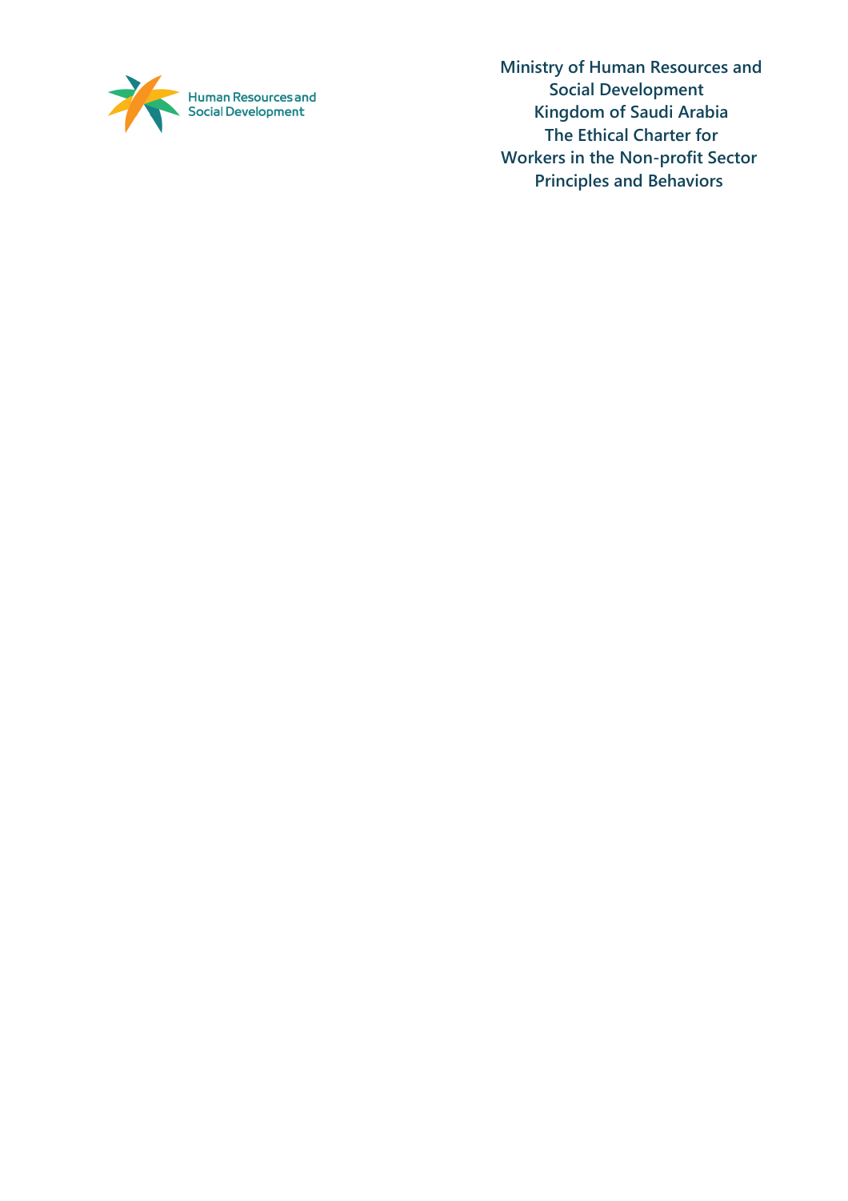Human Resources and Social Development

Ministry of Human Resources and Social Development
Kingdom of Saudi Arabia
The Ethical Charter for Workers in the Non-profit Sector
Principles and Behaviors